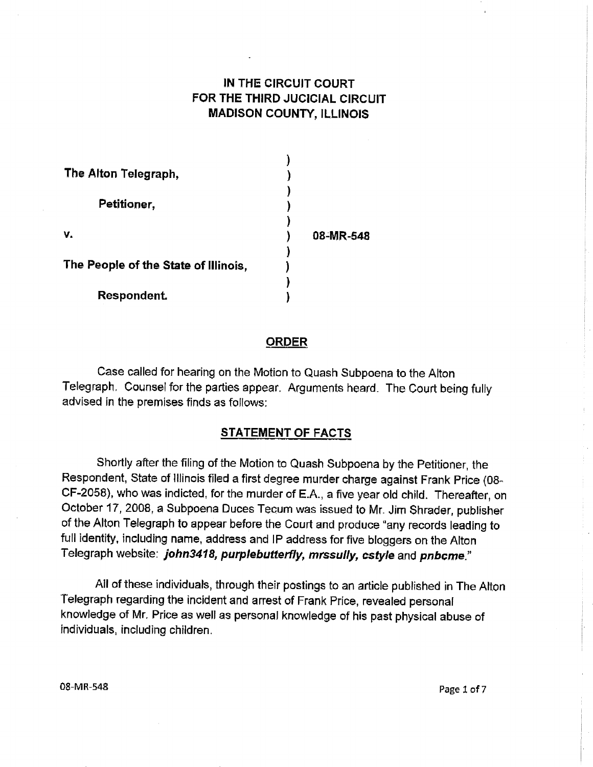**IN THE CIRCUIT COURT**
**FOR THE THIRD JUCICIAL CIRCUIT**
**MADISON COUNTY, ILLINOIS**

| | | |
|---|---|---|
| **The Alton Telegraph,** | ) | |
| **Petitioner,** | ) | |
| **v.** | ) | **08-MR-548** |
| **The People of the State of Illinois,** | ) | |
| **Respondent.** | ) | |

## ORDER

Case called for hearing on the Motion to Quash Subpoena to the Alton Telegraph. Counsel for the parties appear. Arguments heard. The Court being fully advised in the premises finds as follows:

## STATEMENT OF FACTS

Shortly after the filing of the Motion to Quash Subpoena by the Petitioner, the Respondent, State of Illinois filed a first degree murder charge against Frank Price (08-CF-2058), who was indicted, for the murder of E.A., a five year old child. Thereafter, on October 17, 2008, a Subpoena Duces Tecum was issued to Mr. Jim Shrader, publisher of the Alton Telegraph to appear before the Court and produce "any records leading to full identity, including name, address and IP address for five bloggers on the Alton Telegraph website: ***john3418, purplebutterfly, mrssully, cstyle*** and ***pnbcme***."

All of these individuals, through their postings to an article published in The Alton Telegraph regarding the incident and arrest of Frank Price, revealed personal knowledge of Mr. Price as well as personal knowledge of his past physical abuse of individuals, including children.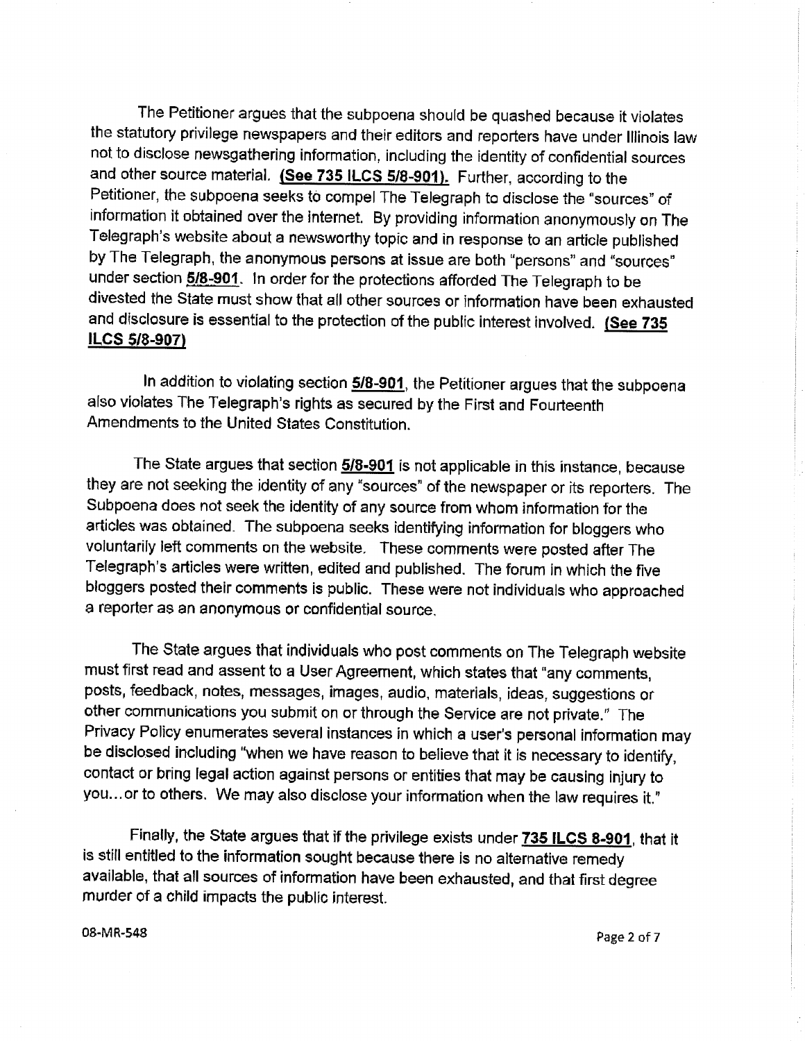The Petitioner argues that the subpoena should be quashed because it violates the statutory privilege newspapers and their editors and reporters have under Illinois law not to disclose newsgathering information, including the identity of confidential sources and other source material. **(See 735 ILCS 5/8-901).** Further, according to the Petitioner, the subpoena seeks to compel The Telegraph to disclose the "sources" of information it obtained over the internet. By providing information anonymously on The Telegraph's website about a newsworthy topic and in response to an article published by The Telegraph, the anonymous persons at issue are both "persons" and "sources" under section **5/8-901**. In order for the protections afforded The Telegraph to be divested the State must show that all other sources or information have been exhausted and disclosure is essential to the protection of the public interest involved. **(See 735 ILCS 5/8-907)**

In addition to violating section **5/8-901**, the Petitioner argues that the subpoena also violates The Telegraph's rights as secured by the First and Fourteenth Amendments to the United States Constitution.

The State argues that section **5/8-901** is not applicable in this instance, because they are not seeking the identity of any "sources" of the newspaper or its reporters. The Subpoena does not seek the identity of any source from whom information for the articles was obtained. The subpoena seeks identifying information for bloggers who voluntarily left comments on the website. These comments were posted after The Telegraph's articles were written, edited and published. The forum in which the five bloggers posted their comments is public. These were not individuals who approached a reporter as an anonymous or confidential source.

The State argues that individuals who post comments on The Telegraph website must first read and assent to a User Agreement, which states that "any comments, posts, feedback, notes, messages, images, audio, materials, ideas, suggestions or other communications you submit on or through the Service are not private." The Privacy Policy enumerates several instances in which a user's personal information may be disclosed including "when we have reason to believe that it is necessary to identify, contact or bring legal action against persons or entities that may be causing injury to you…or to others. We may also disclose your information when the law requires it."

Finally, the State argues that if the privilege exists under **735 ILCS 8-901**, that it is still entitled to the information sought because there is no alternative remedy available, that all sources of information have been exhausted, and that first degree murder of a child impacts the public interest.

08-MR-548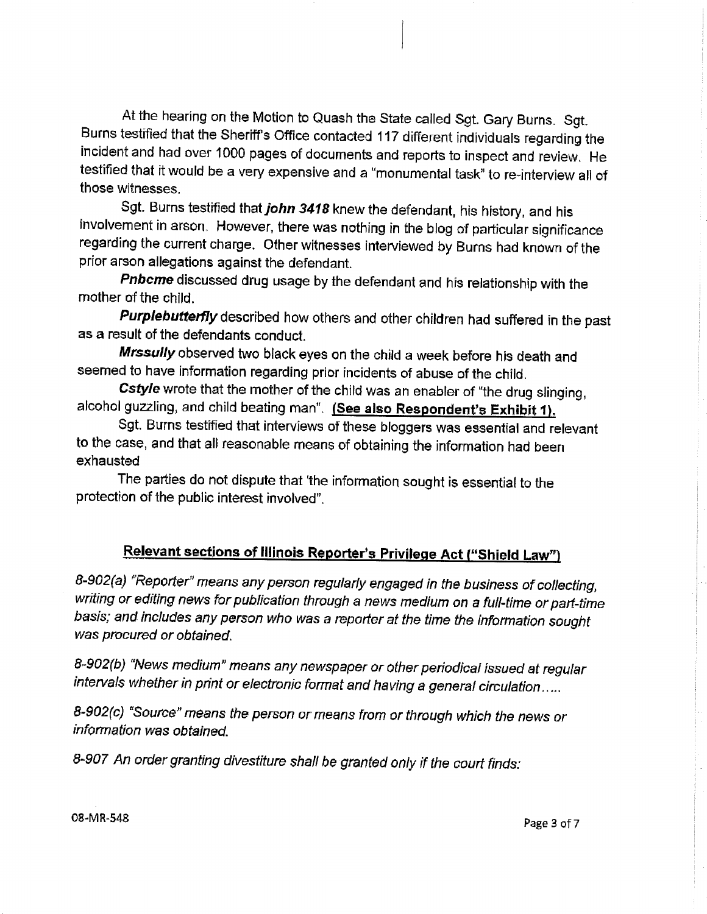At the hearing on the Motion to Quash the State called Sgt. Gary Burns. Sgt. Burns testified that the Sheriff's Office contacted 117 different individuals regarding the incident and had over 1000 pages of documents and reports to inspect and review. He testified that it would be a very expensive and a "monumental task" to re-interview all of those witnesses.

Sgt. Burns testified that ***john 3418*** knew the defendant, his history, and his involvement in arson. However, there was nothing in the blog of particular significance regarding the current charge. Other witnesses interviewed by Burns had known of the prior arson allegations against the defendant.

***Pnbcme*** discussed drug usage by the defendant and his relationship with the mother of the child.

***Purplebutterfly*** described how others and other children had suffered in the past as a result of the defendants conduct.

***Mrssully*** observed two black eyes on the child a week before his death and seemed to have information regarding prior incidents of abuse of the child.

***Cstyle*** wrote that the mother of the child was an enabler of "the drug slinging, alcohol guzzling, and child beating man". **(See also Respondent's Exhibit 1).**

Sgt. Burns testified that interviews of these bloggers was essential and relevant to the case, and that all reasonable means of obtaining the information had been exhausted

The parties do not dispute that 'the information sought is essential to the protection of the public interest involved".

## Relevant sections of Illinois Reporter's Privilege Act ("Shield Law")

*8-902(a) "Reporter" means any person regularly engaged in the business of collecting, writing or editing news for publication through a news medium on a full-time or part-time basis; and includes any person who was a reporter at the time the information sought was procured or obtained.*

*8-902(b) "News medium" means any newspaper or other periodical issued at regular intervals whether in print or electronic format and having a general circulation.....*

*8-902(c) "Source" means the person or means from or through which the news or information was obtained.*

*8-907 An order granting divestiture shall be granted only if the court finds:*

08-MR-548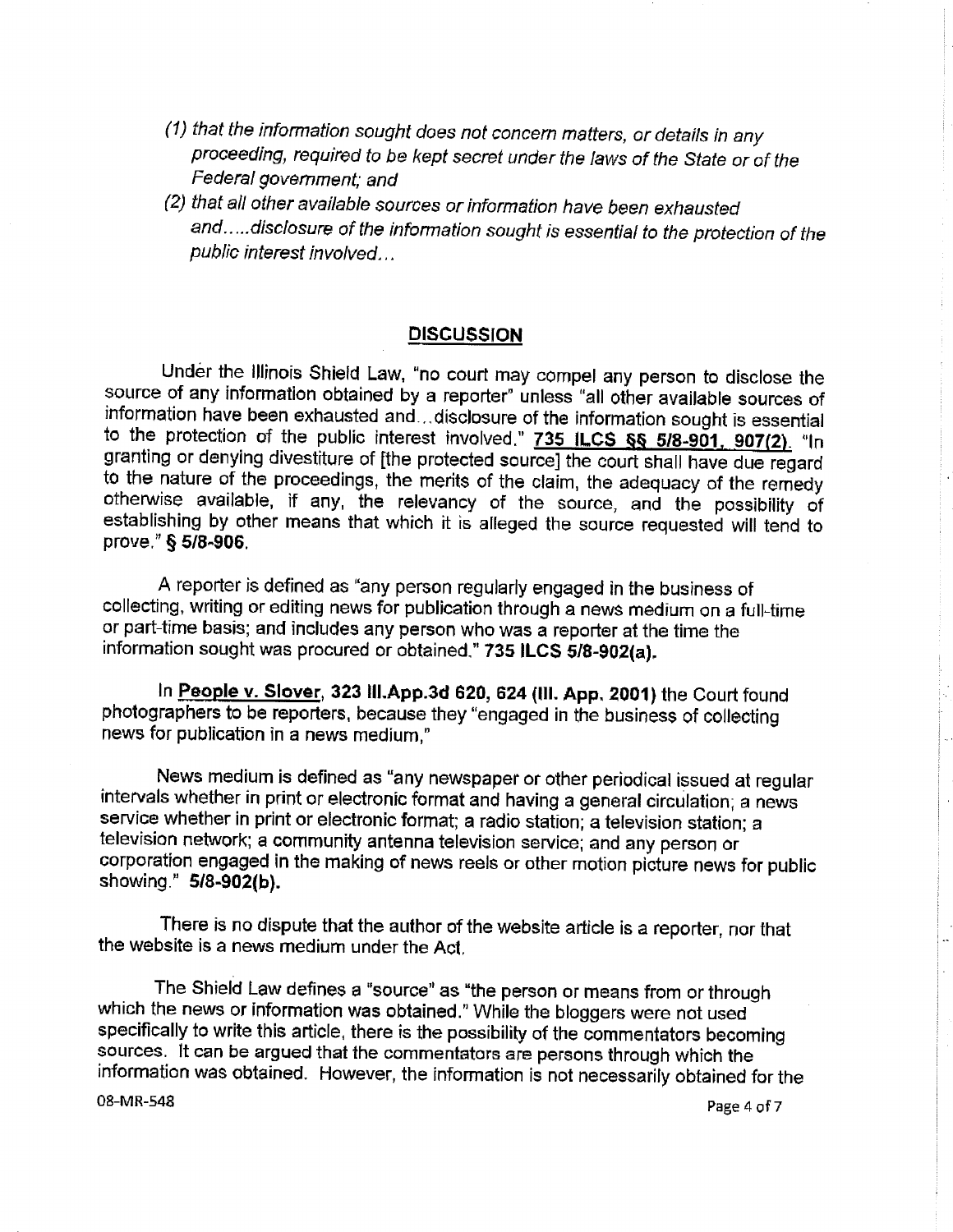*(1) that the information sought does not concern matters, or details in any proceeding, required to be kept secret under the laws of the State or of the Federal government; and*

*(2) that all other available sources or information have been exhausted and.....disclosure of the information sought is essential to the protection of the public interest involved...*

## DISCUSSION

Under the Illinois Shield Law, "no court may compel any person to disclose the source of any information obtained by a reporter" unless "all other available sources of information have been exhausted and...disclosure of the information sought is essential to the protection of the public interest involved." **735 ILCS §§ 5/8-901, 907(2)**. "In granting or denying divestiture of [the protected source] the court shall have due regard to the nature of the proceedings, the merits of the claim, the adequacy of the remedy otherwise available, if any, the relevancy of the source, and the possibility of establishing by other means that which it is alleged the source requested will tend to prove." **§ 5/8-906.**

A reporter is defined as "any person regularly engaged in the business of collecting, writing or editing news for publication through a news medium on a full-time or part-time basis; and includes any person who was a reporter at the time the information sought was procured or obtained." **735 ILCS 5/8-902(a).**

In **People v. Slover, 323 Ill.App.3d 620, 624 (Ill. App. 2001)** the Court found photographers to be reporters, because they "engaged in the business of collecting news for publication in a news medium,"

News medium is defined as "any newspaper or other periodical issued at regular intervals whether in print or electronic format and having a general circulation; a news service whether in print or electronic format; a radio station; a television station; a television network; a community antenna television service; and any person or corporation engaged in the making of news reels or other motion picture news for public showing." **5/8-902(b).**

There is no dispute that the author of the website article is a reporter, nor that the website is a news medium under the Act.

The Shield Law defines a "source" as "the person or means from or through which the news or information was obtained." While the bloggers were not used specifically to write this article, there is the possibility of the commentators becoming sources. It can be argued that the commentators are persons through which the information was obtained. However, the information is not necessarily obtained for the

08-MR-548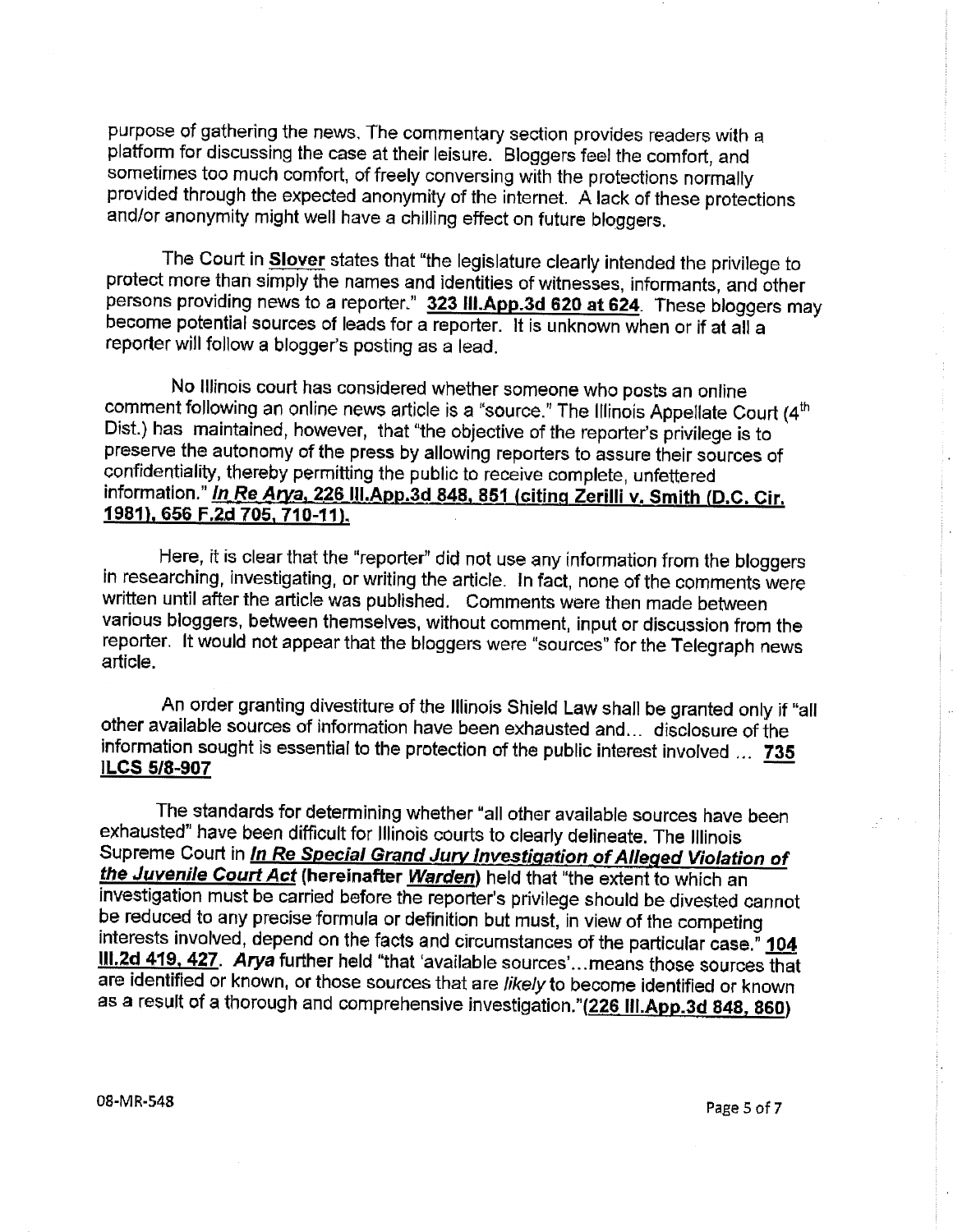purpose of gathering the news. The commentary section provides readers with a platform for discussing the case at their leisure. Bloggers feel the comfort, and sometimes too much comfort, of freely conversing with the protections normally provided through the expected anonymity of the internet. A lack of these protections and/or anonymity might well have a chilling effect on future bloggers.

The Court in **Slover** states that "the legislature clearly intended the privilege to protect more than simply the names and identities of witnesses, informants, and other persons providing news to a reporter." **323 Ill.App.3d 620 at 624**. These bloggers may become potential sources of leads for a reporter. It is unknown when or if at all a reporter will follow a blogger's posting as a lead.

No Illinois court has considered whether someone who posts an online comment following an online news article is a "source." The Illinois Appellate Court (4th Dist.) has maintained, however, that "the objective of the reporter's privilege is to preserve the autonomy of the press by allowing reporters to assure their sources of confidentiality, thereby permitting the public to receive complete, unfettered information." ***In Re Arya*, 226 Ill.App.3d 848, 851 (citing Zerilli v. Smith (D.C. Cir. 1981), 656 F.2d 705, 710-11).**

Here, it is clear that the "reporter" did not use any information from the bloggers in researching, investigating, or writing the article. In fact, none of the comments were written until after the article was published. Comments were then made between various bloggers, between themselves, without comment, input or discussion from the reporter. It would not appear that the bloggers were "sources" for the Telegraph news article.

An order granting divestiture of the Illinois Shield Law shall be granted only if "all other available sources of information have been exhausted and... disclosure of the information sought is essential to the protection of the public interest involved ... **735 ILCS 5/8-907**

The standards for determining whether "all other available sources have been exhausted" have been difficult for Illinois courts to clearly delineate. The Illinois Supreme Court in ***In Re Special Grand Jury Investigation of Alleged Violation of the Juvenile Court Act*** **(hereinafter *Warden*)** held that "the extent to which an investigation must be carried before the reporter's privilege should be divested cannot be reduced to any precise formula or definition but must, in view of the competing interests involved, depend on the facts and circumstances of the particular case." **104 Ill.2d 419, 427**. ***Arya*** further held "that 'available sources'...means those sources that are identified or known, or those sources that are *likely* to become identified or known as a result of a thorough and comprehensive investigation."**(226 Ill.App.3d 848, 860)**

08-MR-548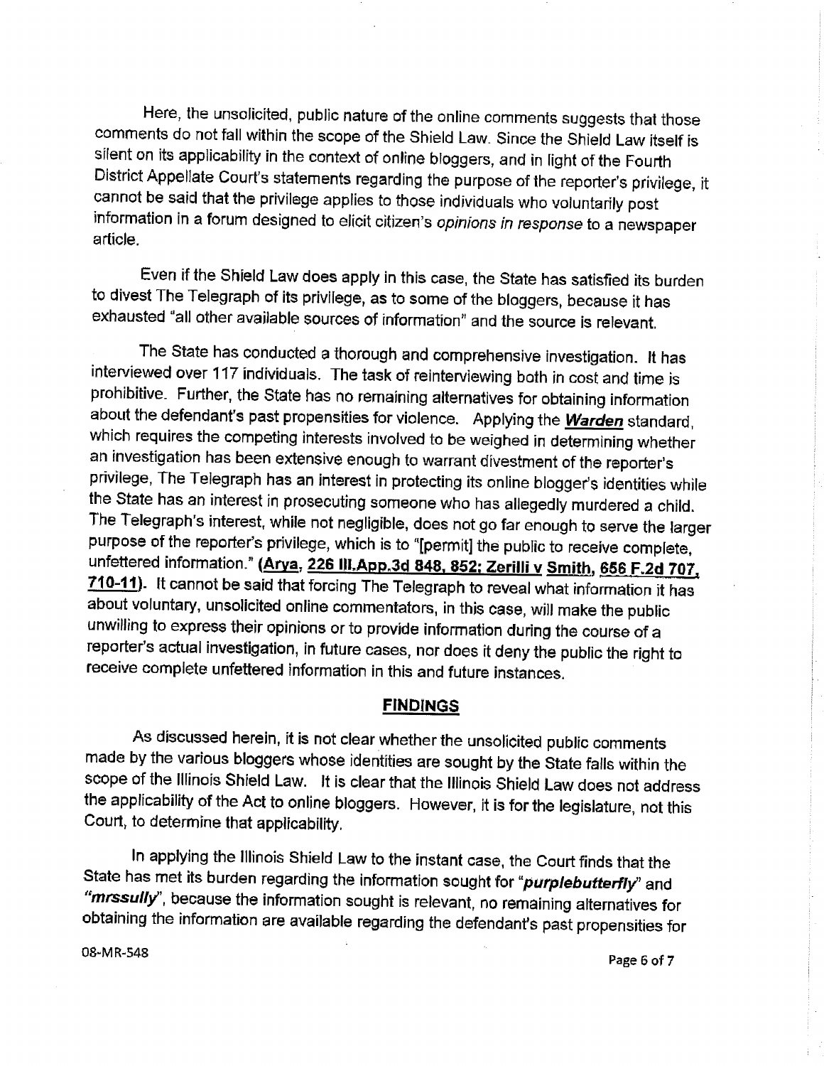Here, the unsolicited, public nature of the online comments suggests that those comments do not fall within the scope of the Shield Law. Since the Shield Law itself is silent on its applicability in the context of online bloggers, and in light of the Fourth District Appellate Court's statements regarding the purpose of the reporter's privilege, it cannot be said that the privilege applies to those individuals who voluntarily post information in a forum designed to elicit citizen's *opinions in response* to a newspaper article.

Even if the Shield Law does apply in this case, the State has satisfied its burden to divest The Telegraph of its privilege, as to some of the bloggers, because it has exhausted "all other available sources of information" and the source is relevant.

The State has conducted a thorough and comprehensive investigation. It has interviewed over 117 individuals. The task of reinterviewing both in cost and time is prohibitive. Further, the State has no remaining alternatives for obtaining information about the defendant's past propensities for violence. Applying the ***Warden*** standard, which requires the competing interests involved to be weighed in determining whether an investigation has been extensive enough to warrant divestment of the reporter's privilege, The Telegraph has an interest in protecting its online blogger's identities while the State has an interest in prosecuting someone who has allegedly murdered a child. The Telegraph's interest, while not negligible, does not go far enough to serve the larger purpose of the reporter's privilege, which is to "[permit] the public to receive complete, unfettered information." **(Arya, 226 Ill.App.3d 848, 852; Zerilli v Smith, 656 F.2d 707, 710-11)**. It cannot be said that forcing The Telegraph to reveal what information it has about voluntary, unsolicited online commentators, in this case, will make the public unwilling to express their opinions or to provide information during the course of a reporter's actual investigation, in future cases, nor does it deny the public the right to receive complete unfettered information in this and future instances.

## FINDINGS

As discussed herein, it is not clear whether the unsolicited public comments made by the various bloggers whose identities are sought by the State falls within the scope of the Illinois Shield Law. It is clear that the Illinois Shield Law does not address the applicability of the Act to online bloggers. However, it is for the legislature, not this Court, to determine that applicability.

In applying the Illinois Shield Law to the instant case, the Court finds that the State has met its burden regarding the information sought for "***purplebutterfly***" and "***mrssully***", because the information sought is relevant, no remaining alternatives for obtaining the information are available regarding the defendant's past propensities for

08-MR-548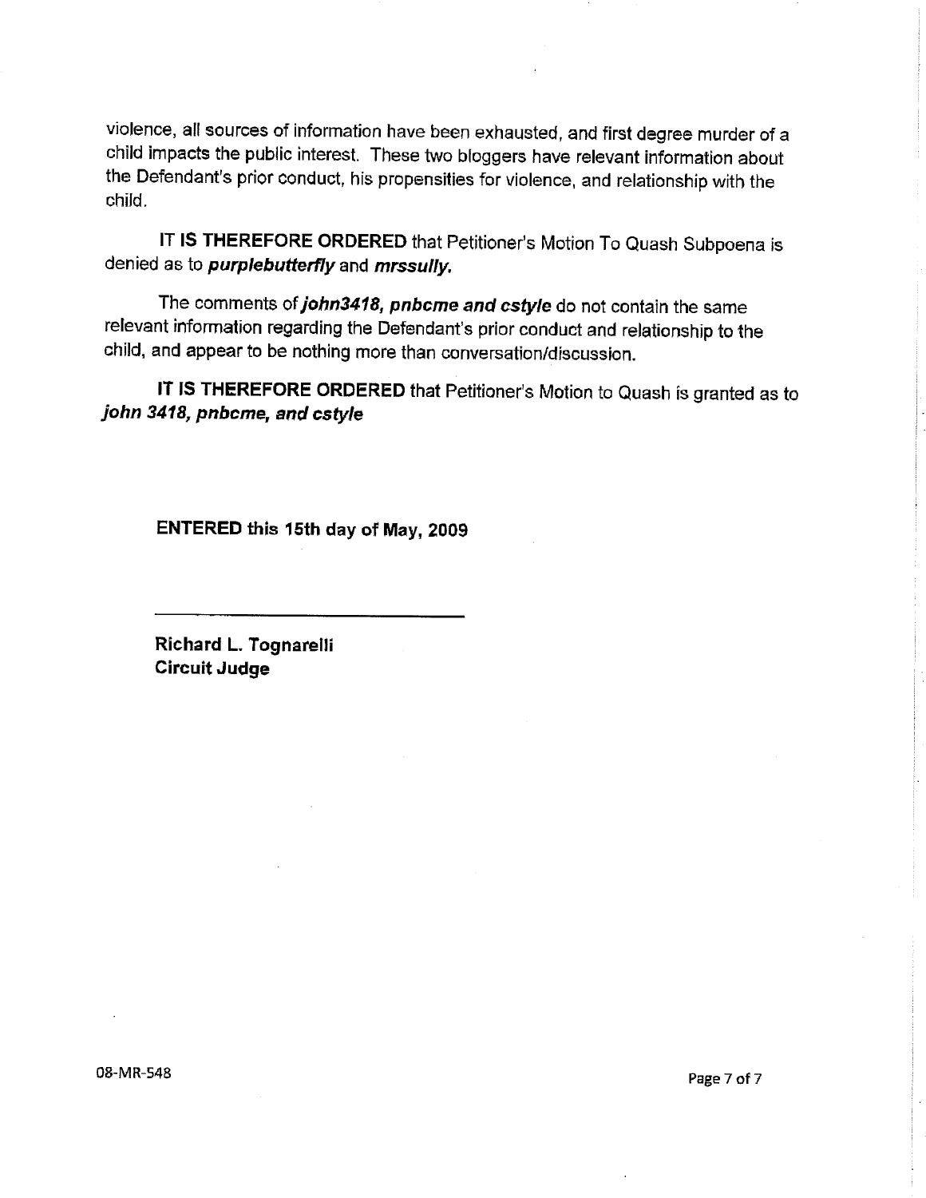violence, all sources of information have been exhausted, and first degree murder of a child impacts the public interest. These two bloggers have relevant information about the Defendant's prior conduct, his propensities for violence, and relationship with the child.

**IT IS THEREFORE ORDERED** that Petitioner's Motion To Quash Subpoena is denied as to ***purplebutterfly*** and ***mrssully.***

The comments of ***john3418, pnbcme and cstyle*** do not contain the same relevant information regarding the Defendant's prior conduct and relationship to the child, and appear to be nothing more than conversation/discussion.

**IT IS THEREFORE ORDERED** that Petitioner's Motion to Quash is granted as to ***john 3418, pnbcme, and cstyle***

**ENTERED this 15th day of May, 2009**

**Richard L. Tognarelli**
**Circuit Judge**

08-MR-548